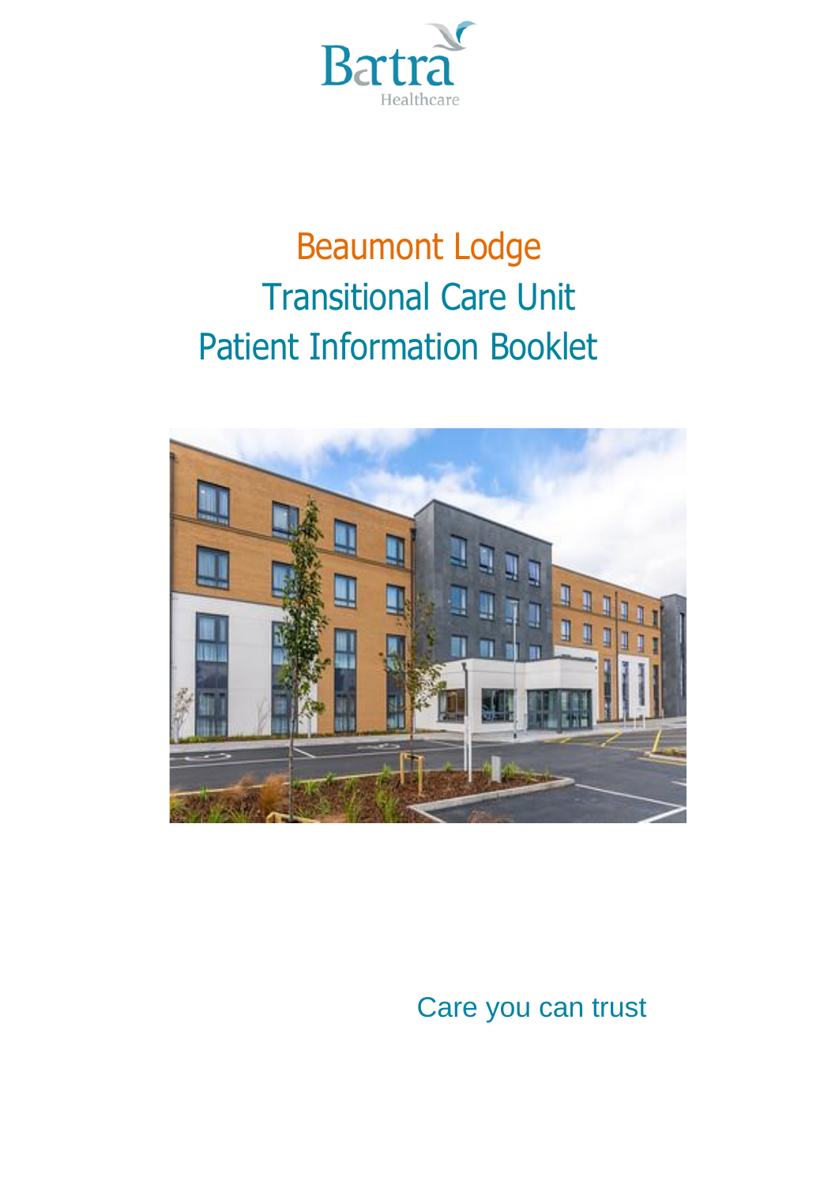Bartra
Healthcare

# Beaumont Lodge
# Transitional Care Unit
# Patient Information Booklet

Care you can trust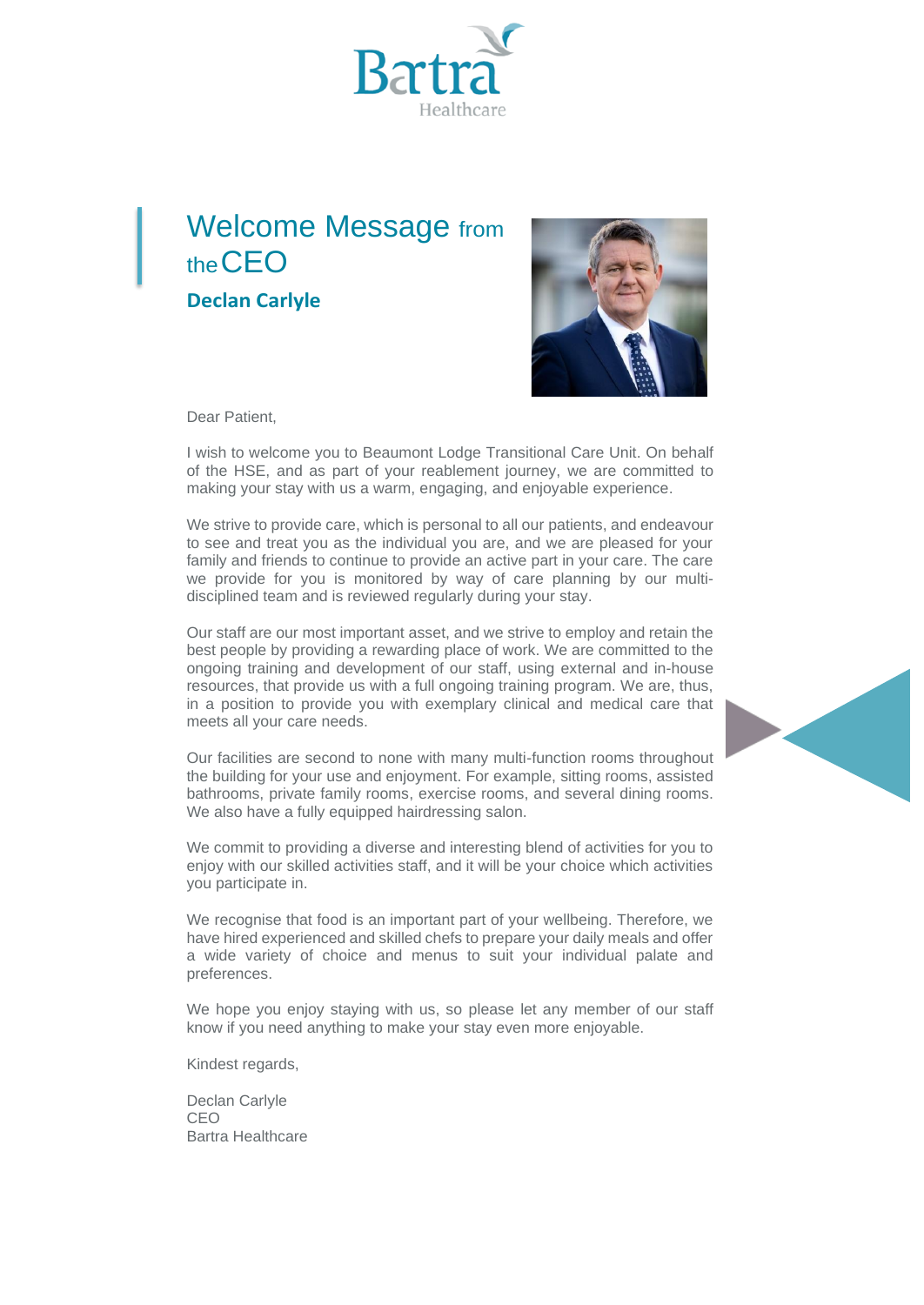# Welcome Message from the CEO

## Declan Carlyle

Dear Patient,

I wish to welcome you to Beaumont Lodge Transitional Care Unit. On behalf of the HSE, and as part of your reablement journey, we are committed to making your stay with us a warm, engaging, and enjoyable experience.

We strive to provide care, which is personal to all our patients, and endeavour to see and treat you as the individual you are, and we are pleased for your family and friends to continue to provide an active part in your care. The care we provide for you is monitored by way of care planning by our multi-disciplined team and is reviewed regularly during your stay.

Our staff are our most important asset, and we strive to employ and retain the best people by providing a rewarding place of work. We are committed to the ongoing training and development of our staff, using external and in-house resources, that provide us with a full ongoing training program. We are, thus, in a position to provide you with exemplary clinical and medical care that meets all your care needs.

Our facilities are second to none with many multi-function rooms throughout the building for your use and enjoyment. For example, sitting rooms, assisted bathrooms, private family rooms, exercise rooms, and several dining rooms. We also have a fully equipped hairdressing salon.

We commit to providing a diverse and interesting blend of activities for you to enjoy with our skilled activities staff, and it will be your choice which activities you participate in.

We recognise that food is an important part of your wellbeing. Therefore, we have hired experienced and skilled chefs to prepare your daily meals and offer a wide variety of choice and menus to suit your individual palate and preferences.

We hope you enjoy staying with us, so please let any member of our staff know if you need anything to make your stay even more enjoyable.

Kindest regards,

Declan Carlyle
CEO
Bartra Healthcare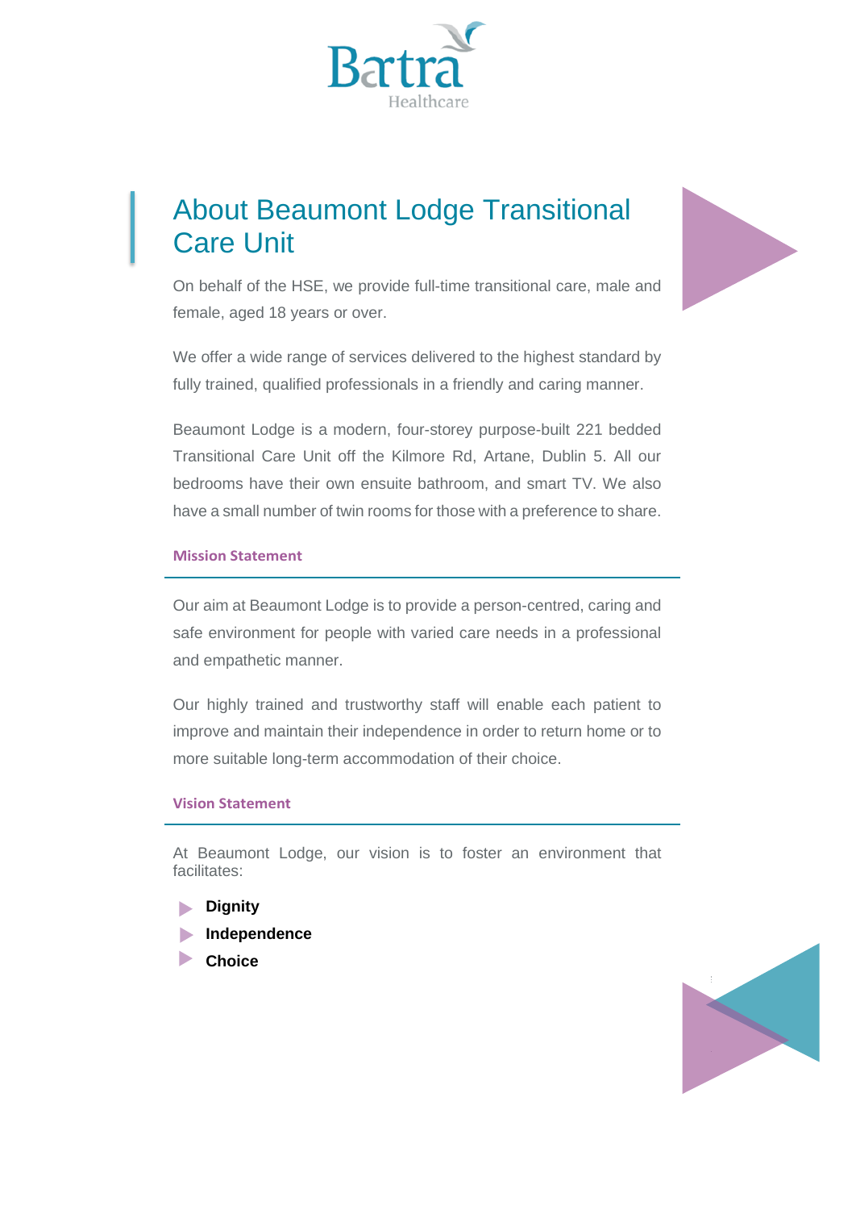# About Beaumont Lodge Transitional Care Unit

On behalf of the HSE, we provide full-time transitional care, male and female, aged 18 years or over.

We offer a wide range of services delivered to the highest standard by fully trained, qualified professionals in a friendly and caring manner.

Beaumont Lodge is a modern, four-storey purpose-built 221 bedded Transitional Care Unit off the Kilmore Rd, Artane, Dublin 5. All our bedrooms have their own ensuite bathroom, and smart TV. We also have a small number of twin rooms for those with a preference to share.

## Mission Statement

Our aim at Beaumont Lodge is to provide a person-centred, caring and safe environment for people with varied care needs in a professional and empathetic manner.

Our highly trained and trustworthy staff will enable each patient to improve and maintain their independence in order to return home or to more suitable long-term accommodation of their choice.

## Vision Statement

At Beaumont Lodge, our vision is to foster an environment that facilitates:

- **Dignity**
- **Independence**
- **Choice**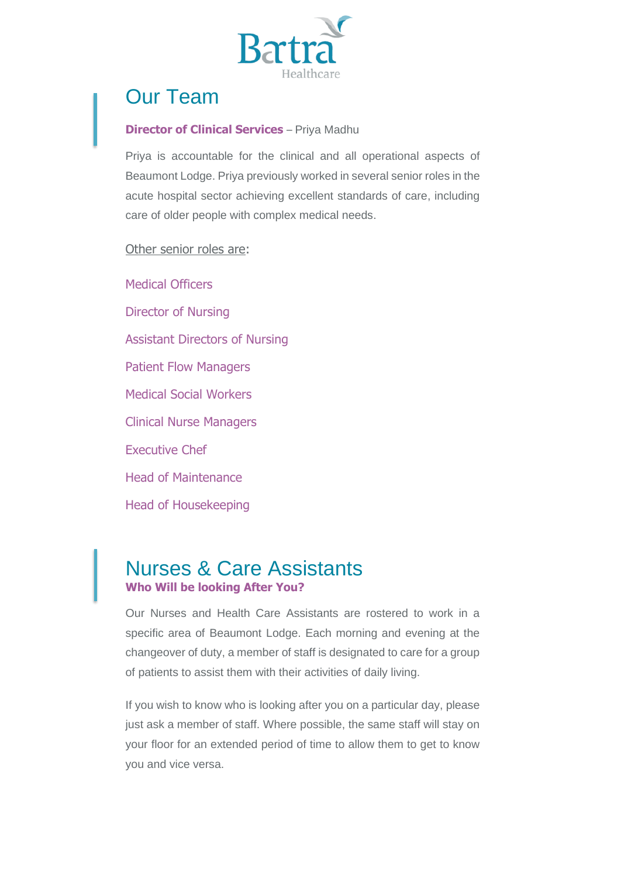# Our Team

**Director of Clinical Services** – Priya Madhu

Priya is accountable for the clinical and all operational aspects of Beaumont Lodge. Priya previously worked in several senior roles in the acute hospital sector achieving excellent standards of care, including care of older people with complex medical needs.

Other senior roles are:

Medical Officers

Director of Nursing

Assistant Directors of Nursing

Patient Flow Managers

Medical Social Workers

Clinical Nurse Managers

Executive Chef

Head of Maintenance

Head of Housekeeping

# Nurses & Care Assistants

**Who Will be looking After You?**

Our Nurses and Health Care Assistants are rostered to work in a specific area of Beaumont Lodge. Each morning and evening at the changeover of duty, a member of staff is designated to care for a group of patients to assist them with their activities of daily living.

If you wish to know who is looking after you on a particular day, please just ask a member of staff. Where possible, the same staff will stay on your floor for an extended period of time to allow them to get to know you and vice versa.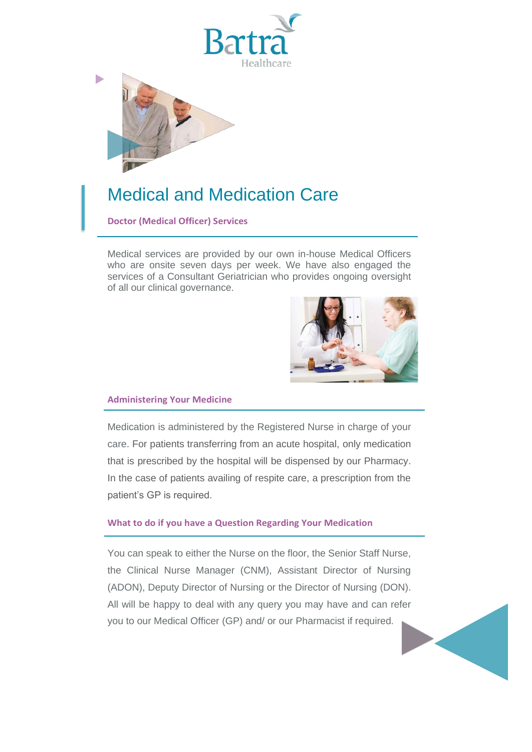# Medical and Medication Care

### Doctor (Medical Officer) Services

Medical services are provided by our own in-house Medical Officers who are onsite seven days per week. We have also engaged the services of a Consultant Geriatrician who provides ongoing oversight of all our clinical governance.

### Administering Your Medicine

Medication is administered by the Registered Nurse in charge of your care. For patients transferring from an acute hospital, only medication that is prescribed by the hospital will be dispensed by our Pharmacy. In the case of patients availing of respite care, a prescription from the patient's GP is required.

### What to do if you have a Question Regarding Your Medication

You can speak to either the Nurse on the floor, the Senior Staff Nurse, the Clinical Nurse Manager (CNM), Assistant Director of Nursing (ADON), Deputy Director of Nursing or the Director of Nursing (DON). All will be happy to deal with any query you may have and can refer you to our Medical Officer (GP) and/ or our Pharmacist if required.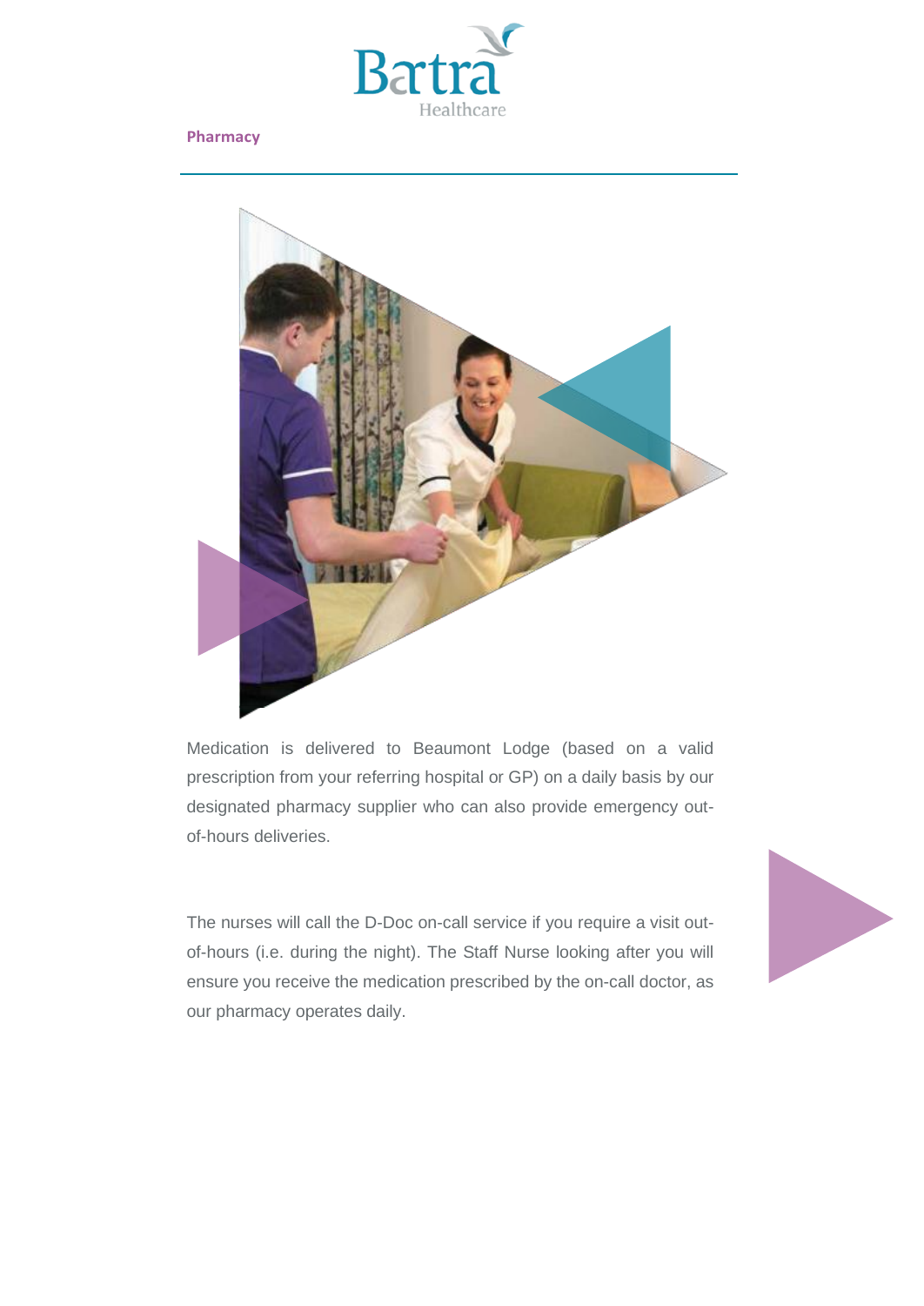## Pharmacy

Medication is delivered to Beaumont Lodge (based on a valid prescription from your referring hospital or GP) on a daily basis by our designated pharmacy supplier who can also provide emergency out-of-hours deliveries.

The nurses will call the D-Doc on-call service if you require a visit out-of-hours (i.e. during the night). The Staff Nurse looking after you will ensure you receive the medication prescribed by the on-call doctor, as our pharmacy operates daily.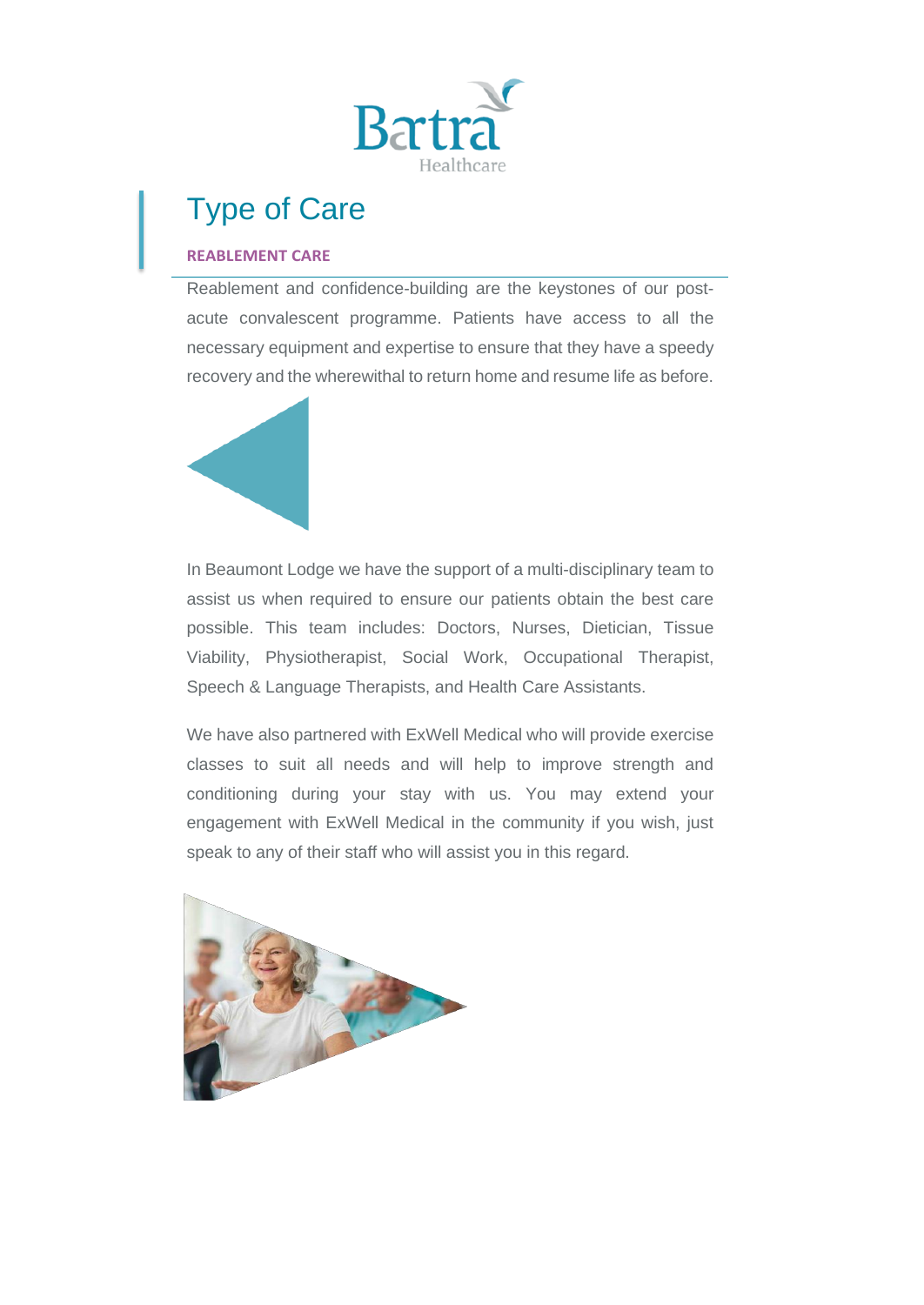# Type of Care

### REABLEMENT CARE

Reablement and confidence-building are the keystones of our post-acute convalescent programme. Patients have access to all the necessary equipment and expertise to ensure that they have a speedy recovery and the wherewithal to return home and resume life as before.

In Beaumont Lodge we have the support of a multi-disciplinary team to assist us when required to ensure our patients obtain the best care possible. This team includes: Doctors, Nurses, Dietician, Tissue Viability, Physiotherapist, Social Work, Occupational Therapist, Speech & Language Therapists, and Health Care Assistants.

We have also partnered with ExWell Medical who will provide exercise classes to suit all needs and will help to improve strength and conditioning during your stay with us. You may extend your engagement with ExWell Medical in the community if you wish, just speak to any of their staff who will assist you in this regard.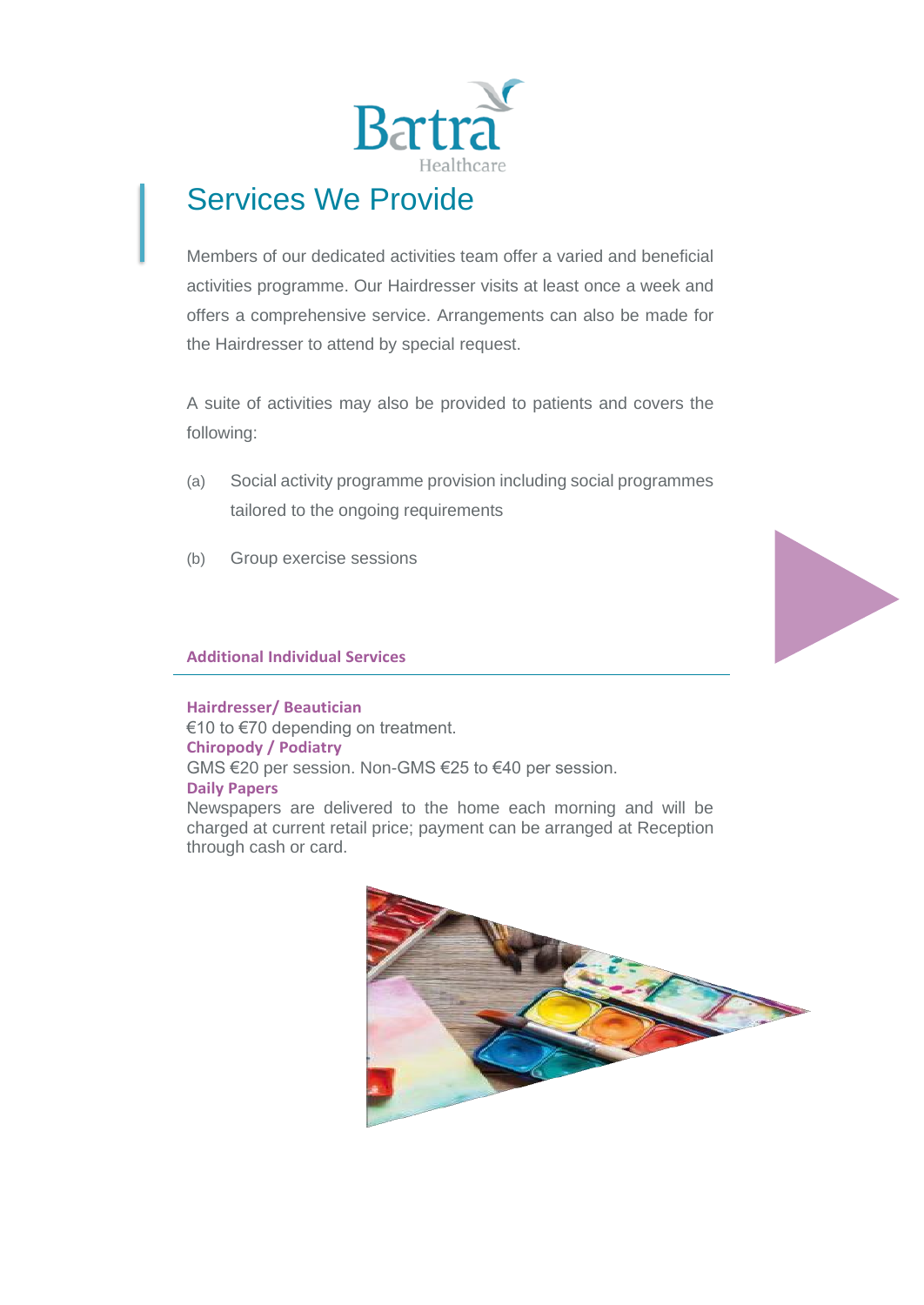# Services We Provide

Members of our dedicated activities team offer a varied and beneficial activities programme. Our Hairdresser visits at least once a week and offers a comprehensive service. Arrangements can also be made for the Hairdresser to attend by special request.

A suite of activities may also be provided to patients and covers the following:

(a) Social activity programme provision including social programmes tailored to the ongoing requirements

(b) Group exercise sessions

## Additional Individual Services

**Hairdresser/ Beautician**
€10 to €70 depending on treatment.

**Chiropody / Podiatry**
GMS €20 per session. Non-GMS €25 to €40 per session.

**Daily Papers**
Newspapers are delivered to the home each morning and will be charged at current retail price; payment can be arranged at Reception through cash or card.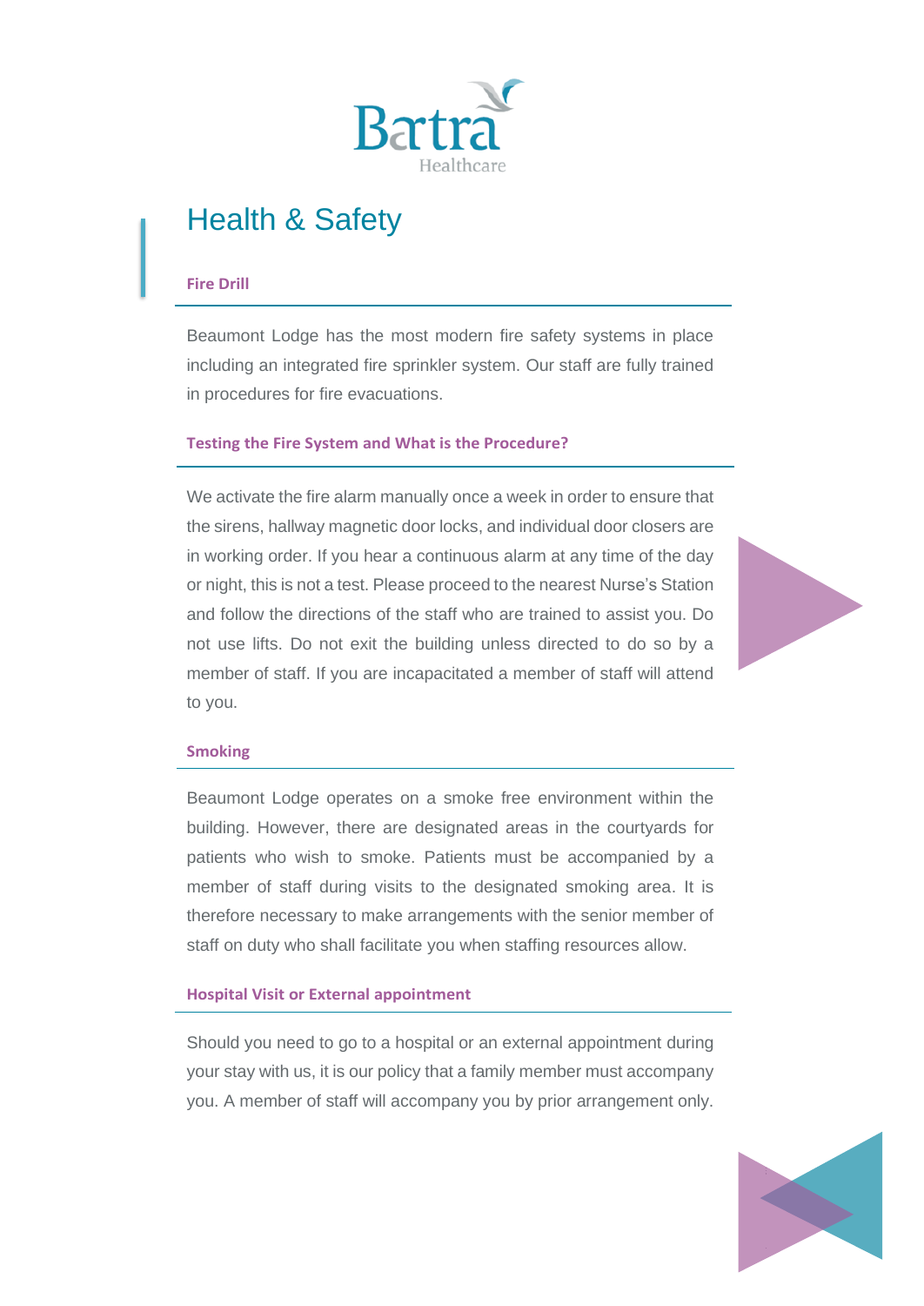# Health & Safety

### Fire Drill

Beaumont Lodge has the most modern fire safety systems in place including an integrated fire sprinkler system. Our staff are fully trained in procedures for fire evacuations.

### Testing the Fire System and What is the Procedure?

We activate the fire alarm manually once a week in order to ensure that the sirens, hallway magnetic door locks, and individual door closers are in working order. If you hear a continuous alarm at any time of the day or night, this is not a test. Please proceed to the nearest Nurse's Station and follow the directions of the staff who are trained to assist you. Do not use lifts. Do not exit the building unless directed to do so by a member of staff. If you are incapacitated a member of staff will attend to you.

### Smoking

Beaumont Lodge operates on a smoke free environment within the building. However, there are designated areas in the courtyards for patients who wish to smoke. Patients must be accompanied by a member of staff during visits to the designated smoking area. It is therefore necessary to make arrangements with the senior member of staff on duty who shall facilitate you when staffing resources allow.

### Hospital Visit or External appointment

Should you need to go to a hospital or an external appointment during your stay with us, it is our policy that a family member must accompany you. A member of staff will accompany you by prior arrangement only.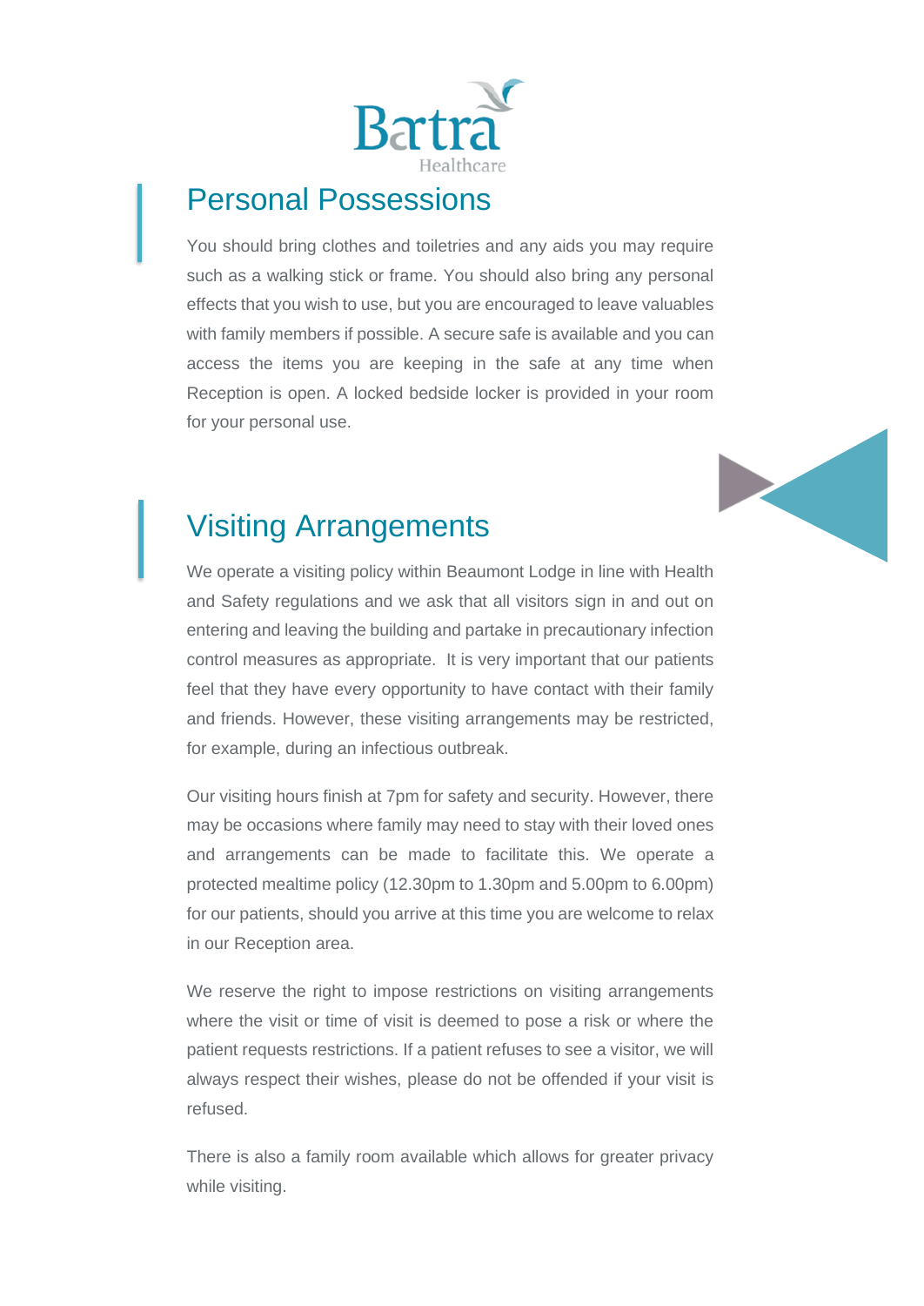## Personal Possessions

You should bring clothes and toiletries and any aids you may require such as a walking stick or frame. You should also bring any personal effects that you wish to use, but you are encouraged to leave valuables with family members if possible. A secure safe is available and you can access the items you are keeping in the safe at any time when Reception is open. A locked bedside locker is provided in your room for your personal use.

## Visiting Arrangements

We operate a visiting policy within Beaumont Lodge in line with Health and Safety regulations and we ask that all visitors sign in and out on entering and leaving the building and partake in precautionary infection control measures as appropriate. It is very important that our patients feel that they have every opportunity to have contact with their family and friends. However, these visiting arrangements may be restricted, for example, during an infectious outbreak.

Our visiting hours finish at 7pm for safety and security. However, there may be occasions where family may need to stay with their loved ones and arrangements can be made to facilitate this. We operate a protected mealtime policy (12.30pm to 1.30pm and 5.00pm to 6.00pm) for our patients, should you arrive at this time you are welcome to relax in our Reception area.

We reserve the right to impose restrictions on visiting arrangements where the visit or time of visit is deemed to pose a risk or where the patient requests restrictions. If a patient refuses to see a visitor, we will always respect their wishes, please do not be offended if your visit is refused.

There is also a family room available which allows for greater privacy while visiting.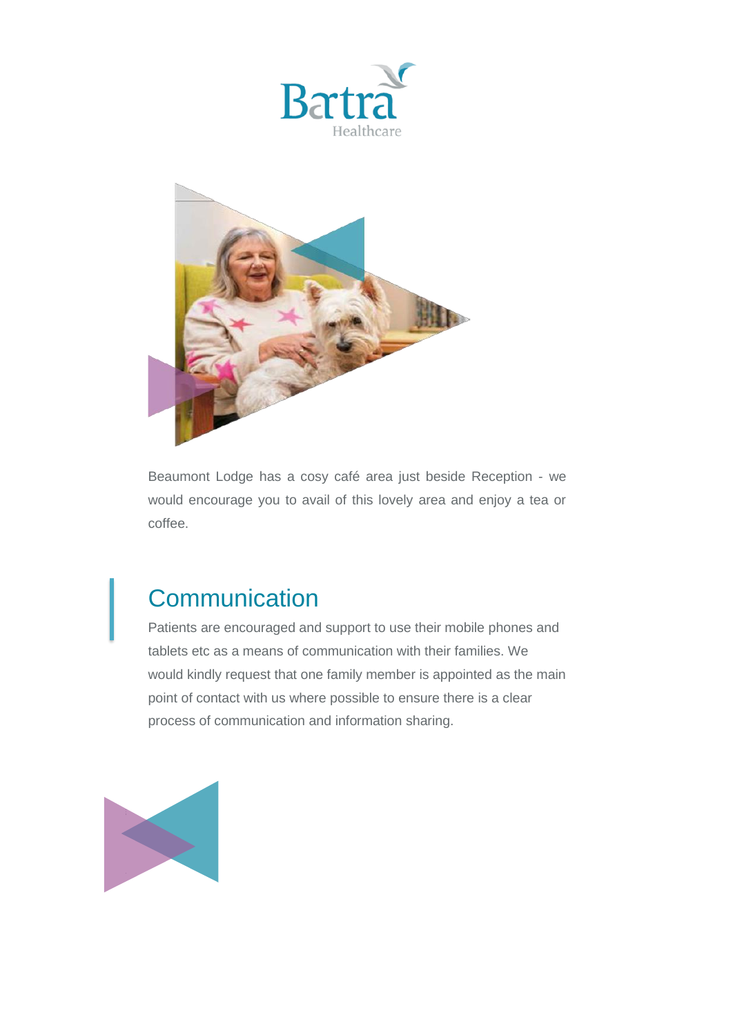Beaumont Lodge has a cosy café area just beside Reception - we would encourage you to avail of this lovely area and enjoy a tea or coffee.

## Communication

Patients are encouraged and support to use their mobile phones and tablets etc as a means of communication with their families. We would kindly request that one family member is appointed as the main point of contact with us where possible to ensure there is a clear process of communication and information sharing.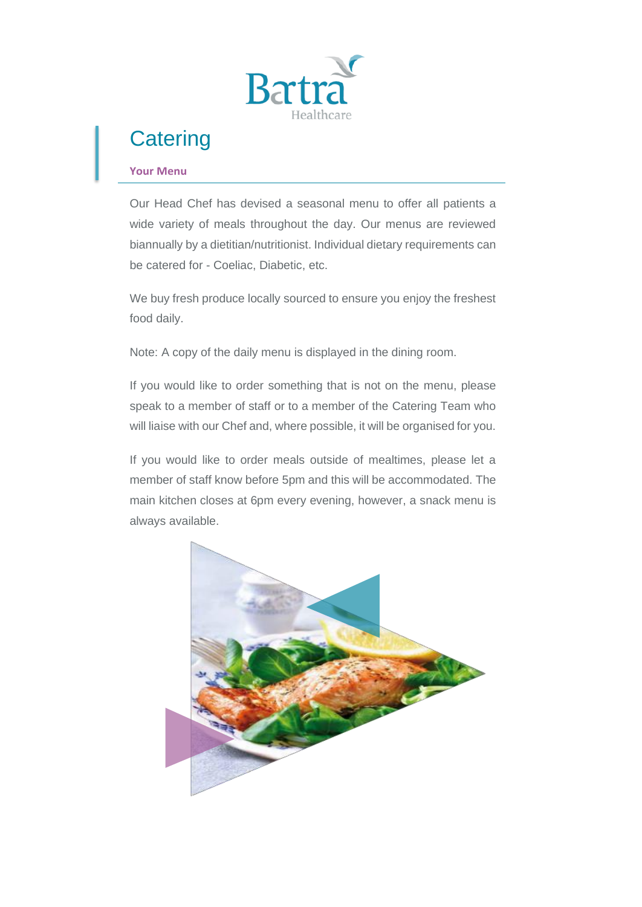# Catering

### Your Menu

Our Head Chef has devised a seasonal menu to offer all patients a wide variety of meals throughout the day. Our menus are reviewed biannually by a dietitian/nutritionist. Individual dietary requirements can be catered for - Coeliac, Diabetic, etc.

We buy fresh produce locally sourced to ensure you enjoy the freshest food daily.

Note: A copy of the daily menu is displayed in the dining room.

If you would like to order something that is not on the menu, please speak to a member of staff or to a member of the Catering Team who will liaise with our Chef and, where possible, it will be organised for you.

If you would like to order meals outside of mealtimes, please let a member of staff know before 5pm and this will be accommodated. The main kitchen closes at 6pm every evening, however, a snack menu is always available.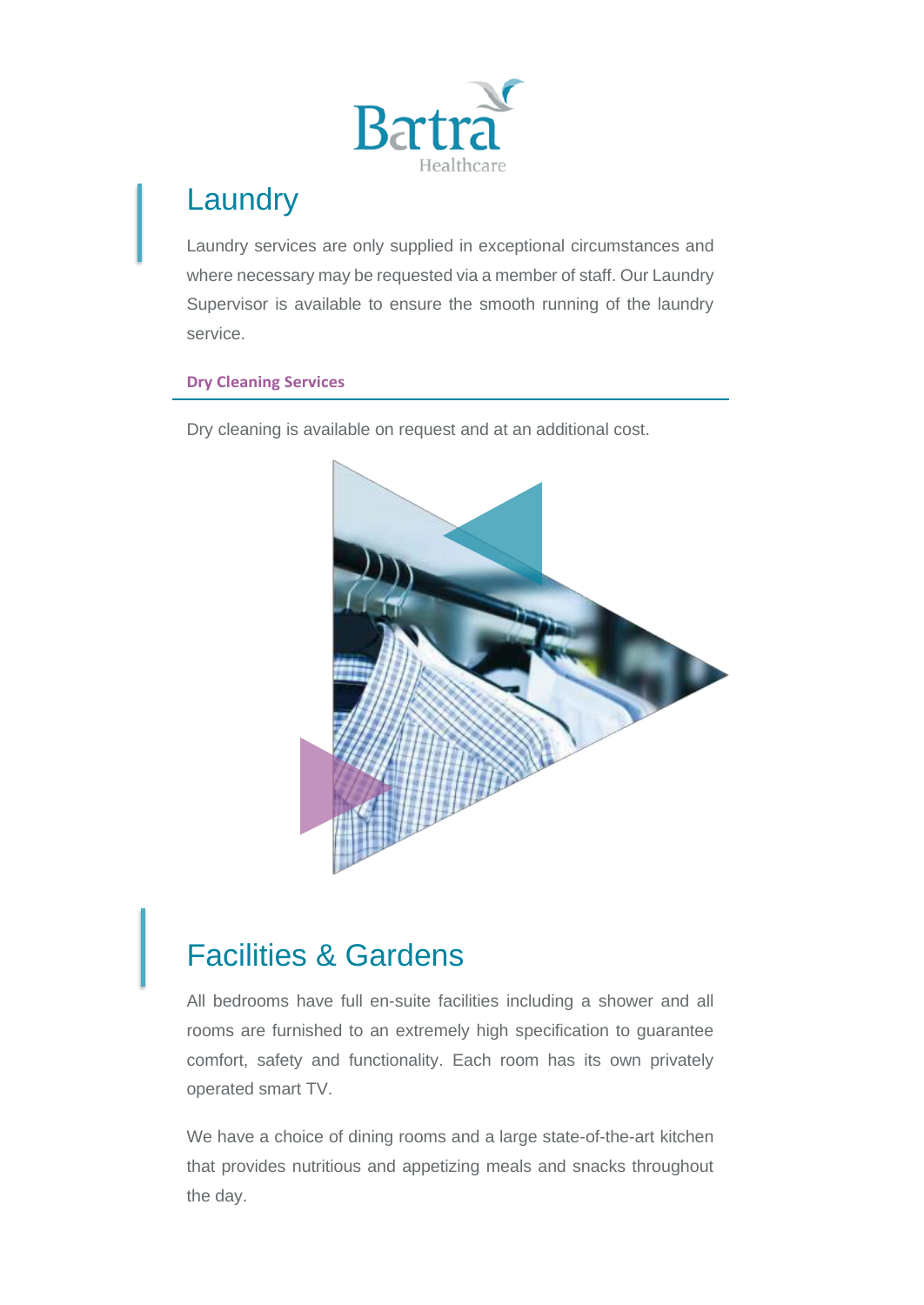# Laundry

Laundry services are only supplied in exceptional circumstances and where necessary may be requested via a member of staff. Our Laundry Supervisor is available to ensure the smooth running of the laundry service.

### Dry Cleaning Services

Dry cleaning is available on request and at an additional cost.

# Facilities & Gardens

All bedrooms have full en-suite facilities including a shower and all rooms are furnished to an extremely high specification to guarantee comfort, safety and functionality. Each room has its own privately operated smart TV.

We have a choice of dining rooms and a large state-of-the-art kitchen that provides nutritious and appetizing meals and snacks throughout the day.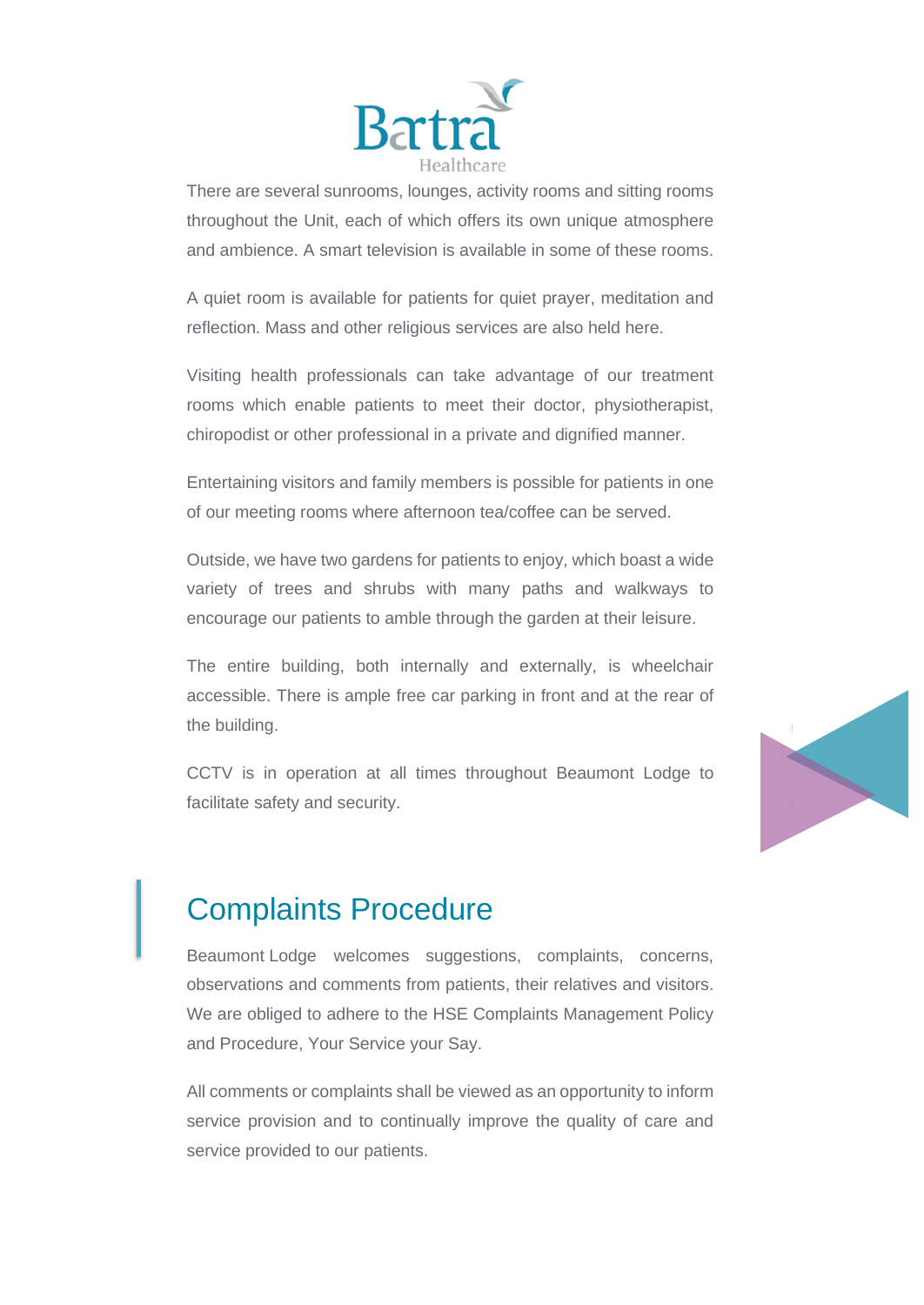There are several sunrooms, lounges, activity rooms and sitting rooms throughout the Unit, each of which offers its own unique atmosphere and ambience. A smart television is available in some of these rooms.

A quiet room is available for patients for quiet prayer, meditation and reflection. Mass and other religious services are also held here.

Visiting health professionals can take advantage of our treatment rooms which enable patients to meet their doctor, physiotherapist, chiropodist or other professional in a private and dignified manner.

Entertaining visitors and family members is possible for patients in one of our meeting rooms where afternoon tea/coffee can be served.

Outside, we have two gardens for patients to enjoy, which boast a wide variety of trees and shrubs with many paths and walkways to encourage our patients to amble through the garden at their leisure.

The entire building, both internally and externally, is wheelchair accessible. There is ample free car parking in front and at the rear of the building.

CCTV is in operation at all times throughout Beaumont Lodge to facilitate safety and security.

## Complaints Procedure

Beaumont Lodge welcomes suggestions, complaints, concerns, observations and comments from patients, their relatives and visitors. We are obliged to adhere to the HSE Complaints Management Policy and Procedure, Your Service your Say.

All comments or complaints shall be viewed as an opportunity to inform service provision and to continually improve the quality of care and service provided to our patients.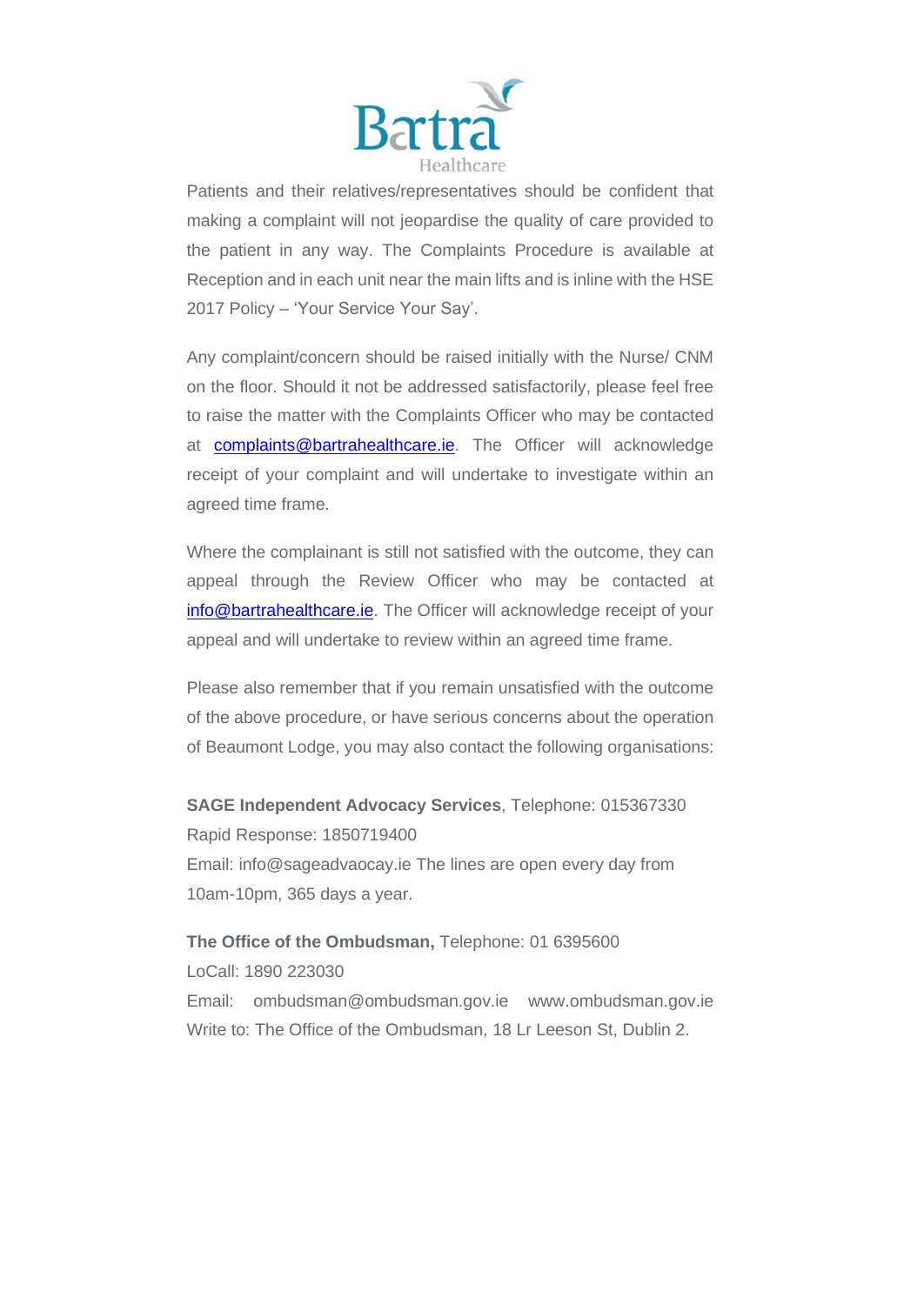Patients and their relatives/representatives should be confident that making a complaint will not jeopardise the quality of care provided to the patient in any way. The Complaints Procedure is available at Reception and in each unit near the main lifts and is inline with the HSE 2017 Policy – 'Your Service Your Say'.

Any complaint/concern should be raised initially with the Nurse/ CNM on the floor. Should it not be addressed satisfactorily, please feel free to raise the matter with the Complaints Officer who may be contacted at complaints@bartrahealthcare.ie. The Officer will acknowledge receipt of your complaint and will undertake to investigate within an agreed time frame.

Where the complainant is still not satisfied with the outcome, they can appeal through the Review Officer who may be contacted at info@bartrahealthcare.ie. The Officer will acknowledge receipt of your appeal and will undertake to review within an agreed time frame.

Please also remember that if you remain unsatisfied with the outcome of the above procedure, or have serious concerns about the operation of Beaumont Lodge, you may also contact the following organisations:

**SAGE Independent Advocacy Services**, Telephone: 015367330
Rapid Response: 1850719400
Email: info@sageadvaocay.ie The lines are open every day from 10am-10pm, 365 days a year.

**The Office of the Ombudsman,** Telephone: 01 6395600
LoCall: 1890 223030
Email: ombudsman@ombudsman.gov.ie www.ombudsman.gov.ie
Write to: The Office of the Ombudsman, 18 Lr Leeson St, Dublin 2.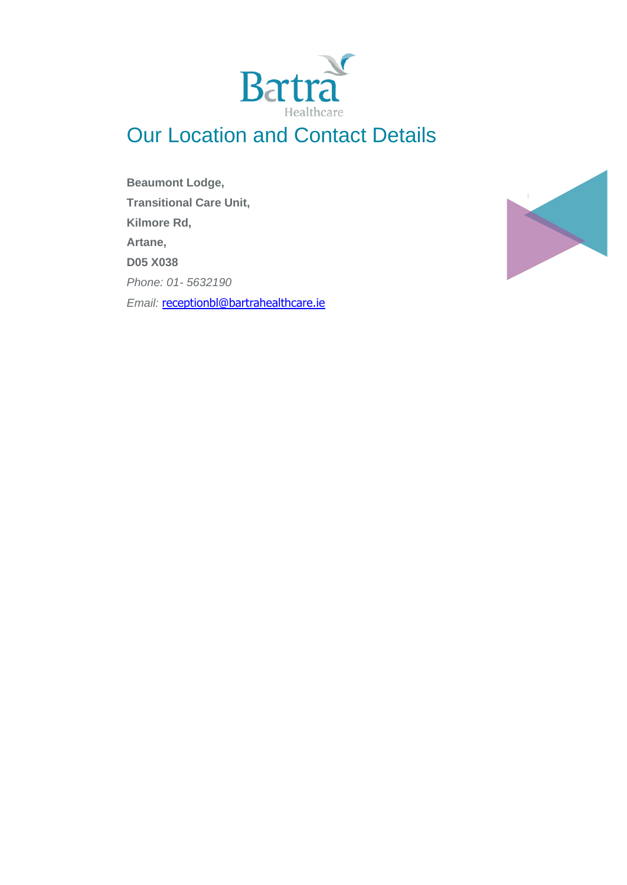# Our Location and Contact Details

**Beaumont Lodge,**
**Transitional Care Unit,**
**Kilmore Rd,**
**Artane,**
**D05 X038**

*Phone: 01- 5632190*

*Email:* receptionbl@bartrahealthcare.ie